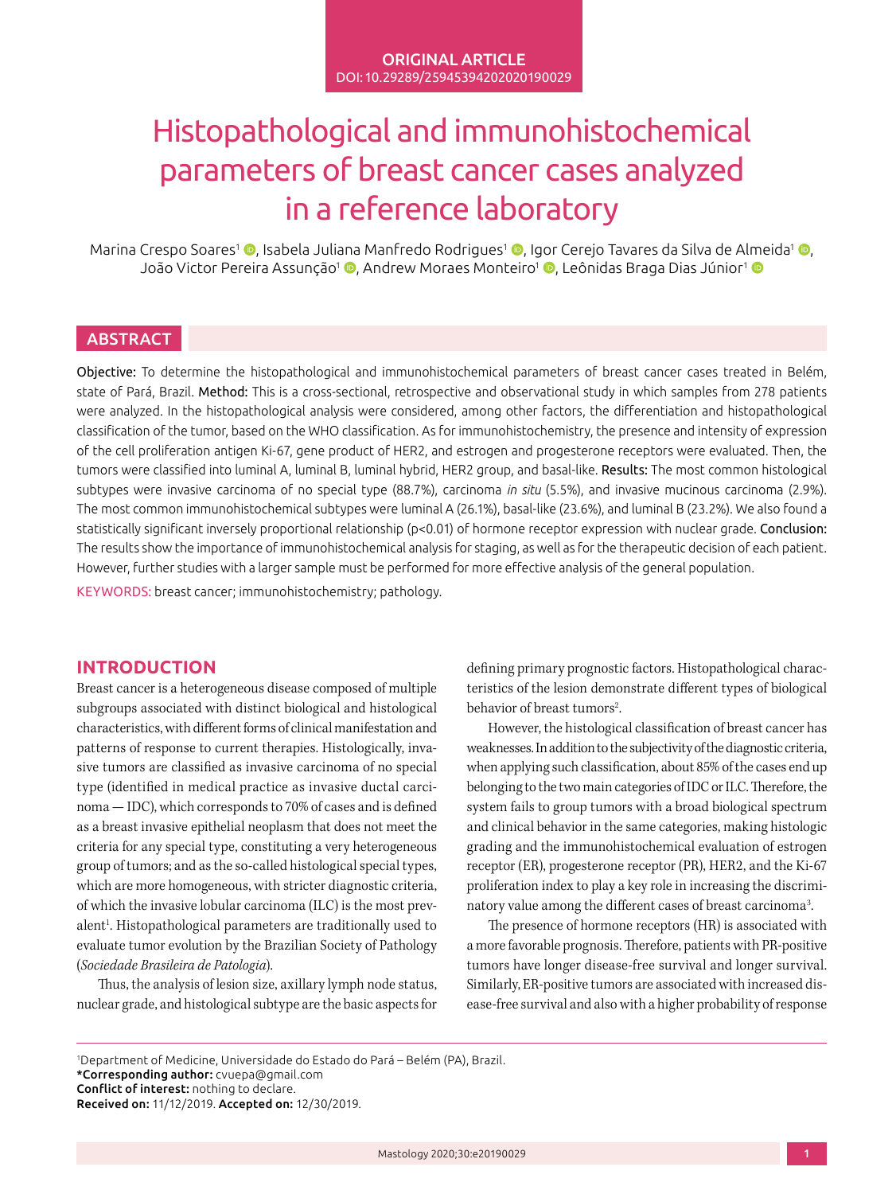ORIGINAL ARTICLE
DOI: 10.29289/25945394202020190029

# Histopathological and immunohistochemical parameters of breast cancer cases analyzed in a reference laboratory

Marina Crespo Soares[1], Isabela Juliana Manfredo Rodrigues[1], Igor Cerejo Tavares da Silva de Almeida[1], João Victor Pereira Assunção[1], Andrew Moraes Monteiro[1], Leônidas Braga Dias Júnior[1]

## ABSTRACT

**Objective:** To determine the histopathological and immunohistochemical parameters of breast cancer cases treated in Belém, state of Pará, Brazil. **Method:** This is a cross-sectional, retrospective and observational study in which samples from 278 patients were analyzed. In the histopathological analysis were considered, among other factors, the differentiation and histopathological classification of the tumor, based on the WHO classification. As for immunohistochemistry, the presence and intensity of expression of the cell proliferation antigen Ki-67, gene product of HER2, and estrogen and progesterone receptors were evaluated. Then, the tumors were classified into luminal A, luminal B, luminal hybrid, HER2 group, and basal-like. **Results:** The most common histological subtypes were invasive carcinoma of no special type (88.7%), carcinoma *in situ* (5.5%), and invasive mucinous carcinoma (2.9%). The most common immunohistochemical subtypes were luminal A (26.1%), basal-like (23.6%), and luminal B (23.2%). We also found a statistically significant inversely proportional relationship ($p<0.01$) of hormone receptor expression with nuclear grade. **Conclusion:** The results show the importance of immunohistochemical analysis for staging, as well as for the therapeutic decision of each patient. However, further studies with a larger sample must be performed for more effective analysis of the general population.

KEYWORDS: breast cancer; immunohistochemistry; pathology.

## INTRODUCTION

Breast cancer is a heterogeneous disease composed of multiple subgroups associated with distinct biological and histological characteristics, with different forms of clinical manifestation and patterns of response to current therapies. Histologically, invasive tumors are classified as invasive carcinoma of no special type (identified in medical practice as invasive ductal carcinoma — IDC), which corresponds to 70% of cases and is defined as a breast invasive epithelial neoplasm that does not meet the criteria for any special type, constituting a very heterogeneous group of tumors; and as the so-called histological special types, which are more homogeneous, with stricter diagnostic criteria, of which the invasive lobular carcinoma (ILC) is the most prevalent[1]. Histopathological parameters are traditionally used to evaluate tumor evolution by the Brazilian Society of Pathology (*Sociedade Brasileira de Patologia*).

Thus, the analysis of lesion size, axillary lymph node status, nuclear grade, and histological subtype are the basic aspects for defining primary prognostic factors. Histopathological characteristics of the lesion demonstrate different types of biological behavior of breast tumors[2].

However, the histological classification of breast cancer has weaknesses. In addition to the subjectivity of the diagnostic criteria, when applying such classification, about 85% of the cases end up belonging to the two main categories of IDC or ILC. Therefore, the system fails to group tumors with a broad biological spectrum and clinical behavior in the same categories, making histologic grading and the immunohistochemical evaluation of estrogen receptor (ER), progesterone receptor (PR), HER2, and the Ki-67 proliferation index to play a key role in increasing the discriminatory value among the different cases of breast carcinoma[3].

The presence of hormone receptors (HR) is associated with a more favorable prognosis. Therefore, patients with PR-positive tumors have longer disease-free survival and longer survival. Similarly, ER-positive tumors are associated with increased disease-free survival and also with a higher probability of response

[1]Department of Medicine, Universidade do Estado do Pará – Belém (PA), Brazil.
**\*Corresponding author:** cvuepa@gmail.com
**Conflict of interest:** nothing to declare.
**Received on:** 11/12/2019. **Accepted on:** 12/30/2019.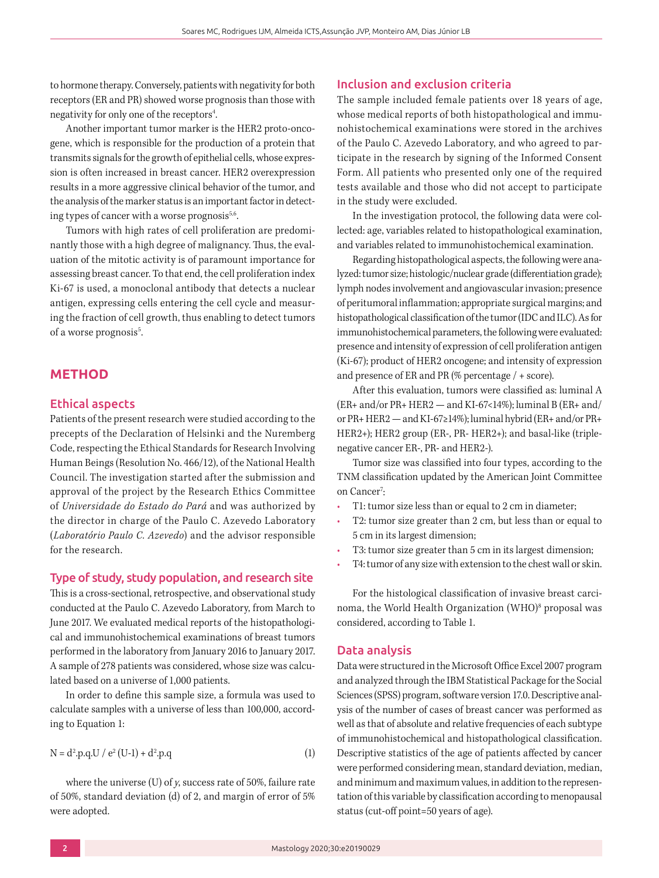to hormone therapy. Conversely, patients with negativity for both receptors (ER and PR) showed worse prognosis than those with negativity for only one of the receptors[4].

Another important tumor marker is the HER2 proto-oncogene, which is responsible for the production of a protein that transmits signals for the growth of epithelial cells, whose expression is often increased in breast cancer. HER2 overexpression results in a more aggressive clinical behavior of the tumor, and the analysis of the marker status is an important factor in detecting types of cancer with a worse prognosis[5,6].

Tumors with high rates of cell proliferation are predominantly those with a high degree of malignancy. Thus, the evaluation of the mitotic activity is of paramount importance for assessing breast cancer. To that end, the cell proliferation index Ki-67 is used, a monoclonal antibody that detects a nuclear antigen, expressing cells entering the cell cycle and measuring the fraction of cell growth, thus enabling to detect tumors of a worse prognosis[5].

## METHOD

### Ethical aspects

Patients of the present research were studied according to the precepts of the Declaration of Helsinki and the Nuremberg Code, respecting the Ethical Standards for Research Involving Human Beings (Resolution No. 466/12), of the National Health Council. The investigation started after the submission and approval of the project by the Research Ethics Committee of *Universidade do Estado do Pará* and was authorized by the director in charge of the Paulo C. Azevedo Laboratory (*Laboratório Paulo C. Azevedo*) and the advisor responsible for the research.

### Type of study, study population, and research site

This is a cross-sectional, retrospective, and observational study conducted at the Paulo C. Azevedo Laboratory, from March to June 2017. We evaluated medical reports of the histopathological and immunohistochemical examinations of breast tumors performed in the laboratory from January 2016 to January 2017. A sample of 278 patients was considered, whose size was calculated based on a universe of 1,000 patients.

In order to define this sample size, a formula was used to calculate samples with a universe of less than 100,000, according to Equation 1:

$$N = d^2.p.q.U / e^2 (U-1) + d^2.p.q \quad (1)$$

where the universe (U) of *y*, success rate of 50%, failure rate of 50%, standard deviation (d) of 2, and margin of error of 5% were adopted.

### Inclusion and exclusion criteria

The sample included female patients over 18 years of age, whose medical reports of both histopathological and immunohistochemical examinations were stored in the archives of the Paulo C. Azevedo Laboratory, and who agreed to participate in the research by signing of the Informed Consent Form. All patients who presented only one of the required tests available and those who did not accept to participate in the study were excluded.

In the investigation protocol, the following data were collected: age, variables related to histopathological examination, and variables related to immunohistochemical examination.

Regarding histopathological aspects, the following were analyzed: tumor size; histologic/nuclear grade (differentiation grade); lymph nodes involvement and angiovascular invasion; presence of peritumoral inflammation; appropriate surgical margins; and histopathological classification of the tumor (IDC and ILC). As for immunohistochemical parameters, the following were evaluated: presence and intensity of expression of cell proliferation antigen (Ki-67); product of HER2 oncogene; and intensity of expression and presence of ER and PR (% percentage / + score).

After this evaluation, tumors were classified as: luminal A (ER+ and/or PR+ HER2 — and KI-67<14%); luminal B (ER+ and/or PR+ HER2 — and KI-67≥14%); luminal hybrid (ER+ and/or PR+ HER2+); HER2 group (ER-, PR- HER2+); and basal-like (triple-negative cancer ER-, PR- and HER2-).

Tumor size was classified into four types, according to the TNM classification updated by the American Joint Committee on Cancer[7]:

- T1: tumor size less than or equal to 2 cm in diameter;
- T2: tumor size greater than 2 cm, but less than or equal to 5 cm in its largest dimension;
- T3: tumor size greater than 5 cm in its largest dimension;
- T4: tumor of any size with extension to the chest wall or skin.

For the histological classification of invasive breast carcinoma, the World Health Organization (WHO)[8] proposal was considered, according to Table 1.

### Data analysis

Data were structured in the Microsoft Office Excel 2007 program and analyzed through the IBM Statistical Package for the Social Sciences (SPSS) program, software version 17.0. Descriptive analysis of the number of cases of breast cancer was performed as well as that of absolute and relative frequencies of each subtype of immunohistochemical and histopathological classification. Descriptive statistics of the age of patients affected by cancer were performed considering mean, standard deviation, median, and minimum and maximum values, in addition to the representation of this variable by classification according to menopausal status (cut-off point=50 years of age).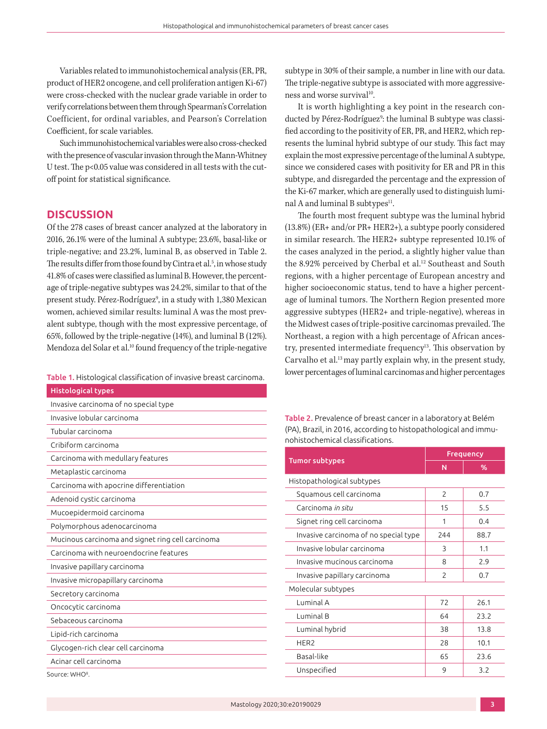Variables related to immunohistochemical analysis (ER, PR, product of HER2 oncogene, and cell proliferation antigen Ki-67) were cross-checked with the nuclear grade variable in order to verify correlations between them through Spearman's Correlation Coefficient, for ordinal variables, and Pearson's Correlation Coefficient, for scale variables.

Such immunohistochemical variables were also cross-checked with the presence of vascular invasion through the Mann-Whitney U test. The $p<0.05$ value was considered in all tests with the cut-off point for statistical significance.

## DISCUSSION

Of the 278 cases of breast cancer analyzed at the laboratory in 2016, 26.1% were of the luminal A subtype; 23.6%, basal-like or triple-negative; and 23.2%, luminal B, as observed in Table 2. The results differ from those found by Cintra et al.[5], in whose study 41.8% of cases were classified as luminal B. However, the percentage of triple-negative subtypes was 24.2%, similar to that of the present study. Pérez-Rodríguez[9], in a study with 1,380 Mexican women, achieved similar results: luminal A was the most prevalent subtype, though with the most expressive percentage, of 65%, followed by the triple-negative (14%), and luminal B (12%). Mendoza del Solar et al.[10] found frequency of the triple-negative subtype in 30% of their sample, a number in line with our data. The triple-negative subtype is associated with more aggressiveness and worse survival[10].

It is worth highlighting a key point in the research conducted by Pérez-Rodríguez[9]: the luminal B subtype was classified according to the positivity of ER, PR, and HER2, which represents the luminal hybrid subtype of our study. This fact may explain the most expressive percentage of the luminal A subtype, since we considered cases with positivity for ER and PR in this subtype, and disregarded the percentage and the expression of the Ki-67 marker, which are generally used to distinguish luminal A and luminal B subtypes[11].

The fourth most frequent subtype was the luminal hybrid (13.8%) (ER+ and/or PR+ HER2+), a subtype poorly considered in similar research. The HER2+ subtype represented 10.1% of the cases analyzed in the period, a slightly higher value than the 8.92% perceived by Cherbal et al.[12] Southeast and South regions, with a higher percentage of European ancestry and higher socioeconomic status, tend to have a higher percentage of luminal tumors. The Northern Region presented more aggressive subtypes (HER2+ and triple-negative), whereas in the Midwest cases of triple-positive carcinomas prevailed. The Northeast, a region with a high percentage of African ancestry, presented intermediate frequency[13]. This observation by Carvalho et al.[13] may partly explain why, in the present study, lower percentages of luminal carcinomas and higher percentages

**Table 1.** Histological classification of invasive breast carcinoma.

| Histological types |
|---|
| Invasive carcinoma of no special type |
| Invasive lobular carcinoma |
| Tubular carcinoma |
| Cribiform carcinoma |
| Carcinoma with medullary features |
| Metaplastic carcinoma |
| Carcinoma with apocrine differentiation |
| Adenoid cystic carcinoma |
| Mucoepidermoid carcinoma |
| Polymorphous adenocarcinoma |
| Mucinous carcinoma and signet ring cell carcinoma |
| Carcinoma with neuroendocrine features |
| Invasive papillary carcinoma |
| Invasive micropapillary carcinoma |
| Secretory carcinoma |
| Oncocytic carcinoma |
| Sebaceous carcinoma |
| Lipid-rich carcinoma |
| Glycogen-rich clear cell carcinoma |
| Acinar cell carcinoma |

Source: WHO[8].

**Table 2.** Prevalence of breast cancer in a laboratory at Belém (PA), Brazil, in 2016, according to histopathological and immunohistochemical classifications.

| Tumor subtypes | Frequency | |
|---|---|---|
| | N | % |
| Histopathological subtypes | | |
| Squamous cell carcinoma | 2 | 0.7 |
| Carcinoma *in situ* | 15 | 5.5 |
| Signet ring cell carcinoma | 1 | 0.4 |
| Invasive carcinoma of no special type | 244 | 88.7 |
| Invasive lobular carcinoma | 3 | 1.1 |
| Invasive mucinous carcinoma | 8 | 2.9 |
| Invasive papillary carcinoma | 2 | 0.7 |
| Molecular subtypes | | |
| Luminal A | 72 | 26.1 |
| Luminal B | 64 | 23.2 |
| Luminal hybrid | 38 | 13.8 |
| HER2 | 28 | 10.1 |
| Basal-like | 65 | 23.6 |
| Unspecified | 9 | 3.2 |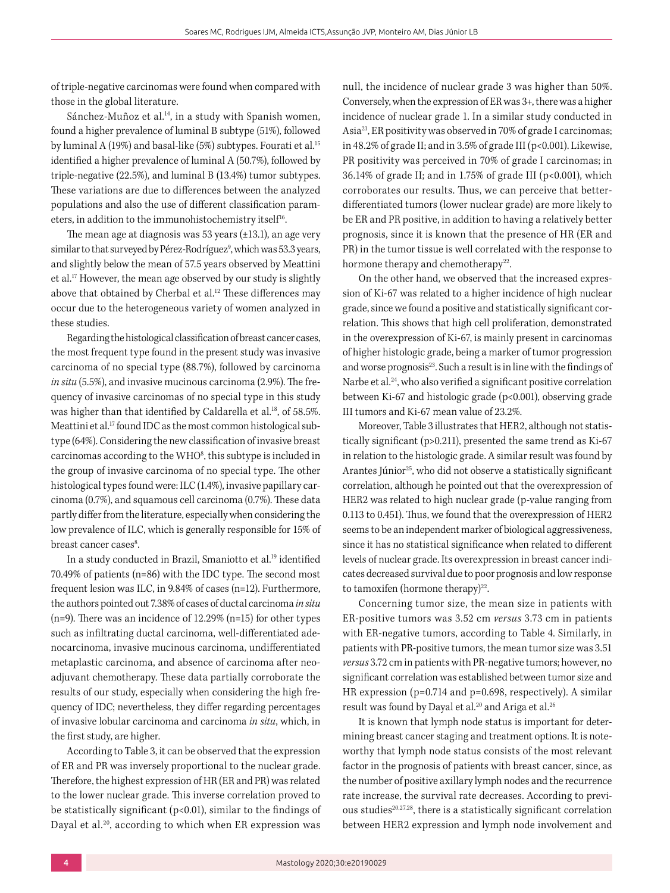of triple-negative carcinomas were found when compared with those in the global literature.

Sánchez-Muñoz et al.[14], in a study with Spanish women, found a higher prevalence of luminal B subtype (51%), followed by luminal A (19%) and basal-like (5%) subtypes. Fourati et al.[15] identified a higher prevalence of luminal A (50.7%), followed by triple-negative (22.5%), and luminal B (13.4%) tumor subtypes. These variations are due to differences between the analyzed populations and also the use of different classification parameters, in addition to the immunohistochemistry itself[16].

The mean age at diagnosis was 53 years (±13.1), an age very similar to that surveyed by Pérez-Rodríguez[9], which was 53.3 years, and slightly below the mean of 57.5 years observed by Meattini et al.[17] However, the mean age observed by our study is slightly above that obtained by Cherbal et al.[12] These differences may occur due to the heterogeneous variety of women analyzed in these studies.

Regarding the histological classification of breast cancer cases, the most frequent type found in the present study was invasive carcinoma of no special type (88.7%), followed by carcinoma *in situ* (5.5%), and invasive mucinous carcinoma (2.9%). The frequency of invasive carcinomas of no special type in this study was higher than that identified by Caldarella et al.[18], of 58.5%. Meattini et al.[17] found IDC as the most common histological subtype (64%). Considering the new classification of invasive breast carcinomas according to the WHO[8], this subtype is included in the group of invasive carcinoma of no special type. The other histological types found were: ILC (1.4%), invasive papillary carcinoma (0.7%), and squamous cell carcinoma (0.7%). These data partly differ from the literature, especially when considering the low prevalence of ILC, which is generally responsible for 15% of breast cancer cases[8].

In a study conducted in Brazil, Smaniotto et al.[19] identified 70.49% of patients (n=86) with the IDC type. The second most frequent lesion was ILC, in 9.84% of cases (n=12). Furthermore, the authors pointed out 7.38% of cases of ductal carcinoma *in situ* (n=9). There was an incidence of 12.29% (n=15) for other types such as infiltrating ductal carcinoma, well-differentiated adenocarcinoma, invasive mucinous carcinoma, undifferentiated metaplastic carcinoma, and absence of carcinoma after neoadjuvant chemotherapy. These data partially corroborate the results of our study, especially when considering the high frequency of IDC; nevertheless, they differ regarding percentages of invasive lobular carcinoma and carcinoma *in situ*, which, in the first study, are higher.

According to Table 3, it can be observed that the expression of ER and PR was inversely proportional to the nuclear grade. Therefore, the highest expression of HR (ER and PR) was related to the lower nuclear grade. This inverse correlation proved to be statistically significant ($p<0.01$), similar to the findings of Dayal et al.[20], according to which when ER expression was null, the incidence of nuclear grade 3 was higher than 50%. Conversely, when the expression of ER was 3+, there was a higher incidence of nuclear grade 1. In a similar study conducted in Asia[21], ER positivity was observed in 70% of grade I carcinomas; in 48.2% of grade II; and in 3.5% of grade III ($p<0.001$). Likewise, PR positivity was perceived in 70% of grade I carcinomas; in 36.14% of grade II; and in 1.75% of grade III ($p<0.001$), which corroborates our results. Thus, we can perceive that better-differentiated tumors (lower nuclear grade) are more likely to be ER and PR positive, in addition to having a relatively better prognosis, since it is known that the presence of HR (ER and PR) in the tumor tissue is well correlated with the response to hormone therapy and chemotherapy[22].

On the other hand, we observed that the increased expression of Ki-67 was related to a higher incidence of high nuclear grade, since we found a positive and statistically significant correlation. This shows that high cell proliferation, demonstrated in the overexpression of Ki-67, is mainly present in carcinomas of higher histologic grade, being a marker of tumor progression and worse prognosis[23]. Such a result is in line with the findings of Narbe et al.[24], who also verified a significant positive correlation between Ki-67 and histologic grade ($p<0.001$), observing grade III tumors and Ki-67 mean value of 23.2%.

Moreover, Table 3 illustrates that HER2, although not statistically significant ($p>0.211$), presented the same trend as Ki-67 in relation to the histologic grade. A similar result was found by Arantes Júnior[25], who did not observe a statistically significant correlation, although he pointed out that the overexpression of HER2 was related to high nuclear grade (p-value ranging from 0.113 to 0.451). Thus, we found that the overexpression of HER2 seems to be an independent marker of biological aggressiveness, since it has no statistical significance when related to different levels of nuclear grade. Its overexpression in breast cancer indicates decreased survival due to poor prognosis and low response to tamoxifen (hormone therapy)[22].

Concerning tumor size, the mean size in patients with ER-positive tumors was 3.52 cm *versus* 3.73 cm in patients with ER-negative tumors, according to Table 4. Similarly, in patients with PR-positive tumors, the mean tumor size was 3.51 *versus* 3.72 cm in patients with PR-negative tumors; however, no significant correlation was established between tumor size and HR expression ($p=0.714$ and $p=0.698$, respectively). A similar result was found by Dayal et al.[20] and Ariga et al.[26]

It is known that lymph node status is important for determining breast cancer staging and treatment options. It is noteworthy that lymph node status consists of the most relevant factor in the prognosis of patients with breast cancer, since, as the number of positive axillary lymph nodes and the recurrence rate increase, the survival rate decreases. According to previous studies[20,27,28], there is a statistically significant correlation between HER2 expression and lymph node involvement and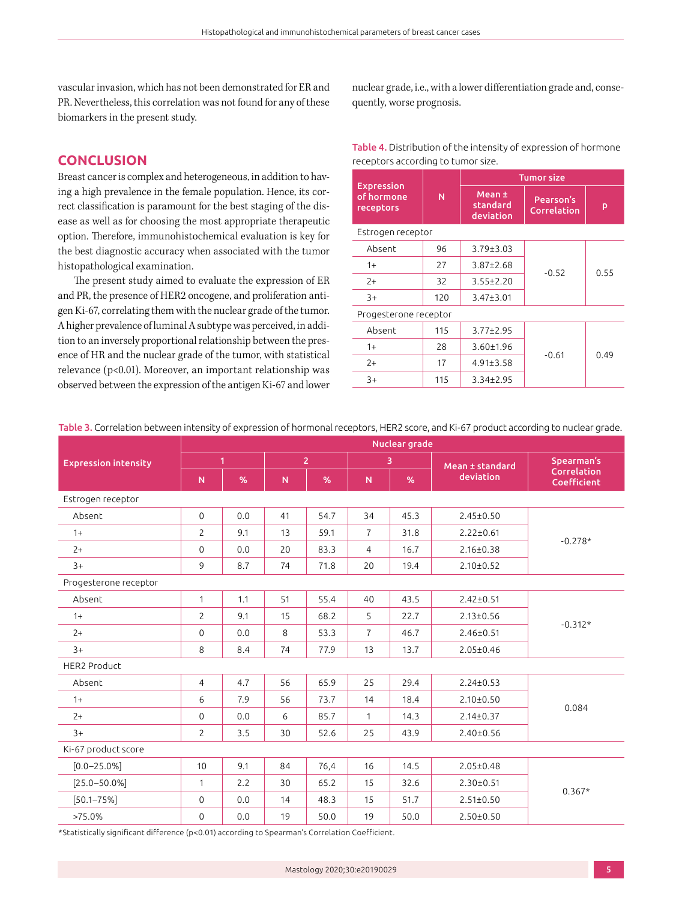vascular invasion, which has not been demonstrated for ER and PR. Nevertheless, this correlation was not found for any of these biomarkers in the present study.

## CONCLUSION

Breast cancer is complex and heterogeneous, in addition to having a high prevalence in the female population. Hence, its correct classification is paramount for the best staging of the disease as well as for choosing the most appropriate therapeutic option. Therefore, immunohistochemical evaluation is key for the best diagnostic accuracy when associated with the tumor histopathological examination.

The present study aimed to evaluate the expression of ER and PR, the presence of HER2 oncogene, and proliferation antigen Ki-67, correlating them with the nuclear grade of the tumor. A higher prevalence of luminal A subtype was perceived, in addition to an inversely proportional relationship between the presence of HR and the nuclear grade of the tumor, with statistical relevance (p<0.01). Moreover, an important relationship was observed between the expression of the antigen Ki-67 and lower nuclear grade, i.e., with a lower differentiation grade and, consequently, worse prognosis.

**Table 4.** Distribution of the intensity of expression of hormone receptors according to tumor size.

| Expression of hormone receptors | N | Tumor size | | |
|---|---|---|---|---|
| | | Mean ± standard deviation | Pearson's Correlation | p |
| Estrogen receptor | | | | |
| Absent | 96 | 3.79±3.03 | -0.52 | 0.55 |
| 1+ | 27 | 3.87±2.68 | | |
| 2+ | 32 | 3.55±2.20 | | |
| 3+ | 120 | 3.47±3.01 | | |
| Progesterone receptor | | | | |
| Absent | 115 | 3.77±2.95 | -0.61 | 0.49 |
| 1+ | 28 | 3.60±1.96 | | |
| 2+ | 17 | 4.91±3.58 | | |
| 3+ | 115 | 3.34±2.95 | | |

**Table 3.** Correlation between intensity of expression of hormonal receptors, HER2 score, and Ki-67 product according to nuclear grade.

| Expression intensity | Nuclear grade | | | | | | | |
|---|---|---|---|---|---|---|---|---|
| | 1 | | 2 | | 3 | | Mean ± standard deviation | Spearman's Correlation Coefficient |
| | N | % | N | % | N | % | | |
| Estrogen receptor | | | | | | | | |
| Absent | 0 | 0.0 | 41 | 54.7 | 34 | 45.3 | 2.45±0.50 | -0.278* |
| 1+ | 2 | 9.1 | 13 | 59.1 | 7 | 31.8 | 2.22±0.61 | |
| 2+ | 0 | 0.0 | 20 | 83.3 | 4 | 16.7 | 2.16±0.38 | |
| 3+ | 9 | 8.7 | 74 | 71.8 | 20 | 19.4 | 2.10±0.52 | |
| Progesterone receptor | | | | | | | | |
| Absent | 1 | 1.1 | 51 | 55.4 | 40 | 43.5 | 2.42±0.51 | -0.312* |
| 1+ | 2 | 9.1 | 15 | 68.2 | 5 | 22.7 | 2.13±0.56 | |
| 2+ | 0 | 0.0 | 8 | 53.3 | 7 | 46.7 | 2.46±0.51 | |
| 3+ | 8 | 8.4 | 74 | 77.9 | 13 | 13.7 | 2.05±0.46 | |
| HER2 Product | | | | | | | | |
| Absent | 4 | 4.7 | 56 | 65.9 | 25 | 29.4 | 2.24±0.53 | 0.084 |
| 1+ | 6 | 7.9 | 56 | 73.7 | 14 | 18.4 | 2.10±0.50 | |
| 2+ | 0 | 0.0 | 6 | 85.7 | 1 | 14.3 | 2.14±0.37 | |
| 3+ | 2 | 3.5 | 30 | 52.6 | 25 | 43.9 | 2.40±0.56 | |
| Ki-67 product score | | | | | | | | |
| [0.0–25.0%] | 10 | 9.1 | 84 | 76,4 | 16 | 14.5 | 2.05±0.48 | 0.367* |
| [25.0–50.0%] | 1 | 2.2 | 30 | 65.2 | 15 | 32.6 | 2.30±0.51 | |
| [50.1–75%] | 0 | 0.0 | 14 | 48.3 | 15 | 51.7 | 2.51±0.50 | |
| >75.0% | 0 | 0.0 | 19 | 50.0 | 19 | 50.0 | 2.50±0.50 | |

*Statistically significant difference (p<0.01) according to Spearman's Correlation Coefficient.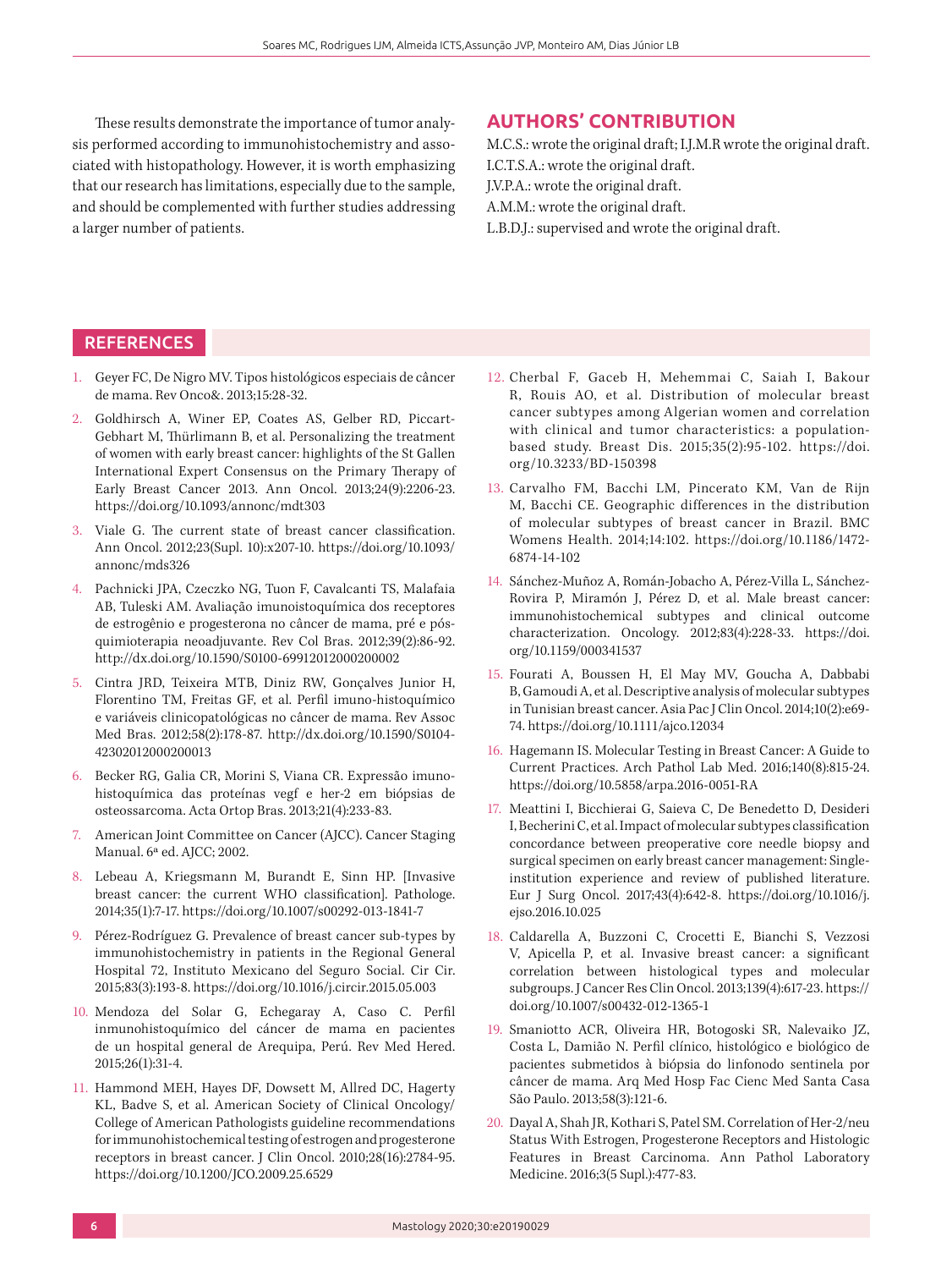These results demonstrate the importance of tumor analysis performed according to immunohistochemistry and associated with histopathology. However, it is worth emphasizing that our research has limitations, especially due to the sample, and should be complemented with further studies addressing a larger number of patients.

## AUTHORS' CONTRIBUTION

M.C.S.: wrote the original draft; I.J.M.R wrote the original draft.
I.C.T.S.A.: wrote the original draft.
J.V.P.A.: wrote the original draft.
A.M.M.: wrote the original draft.
L.B.D.J.: supervised and wrote the original draft.

## REFERENCES

1. Geyer FC, De Nigro MV. Tipos histológicos especiais de câncer de mama. Rev Onco&. 2013;15:28-32.
2. Goldhirsch A, Winer EP, Coates AS, Gelber RD, Piccart-Gebhart M, Thürlimann B, et al. Personalizing the treatment of women with early breast cancer: highlights of the St Gallen International Expert Consensus on the Primary Therapy of Early Breast Cancer 2013. Ann Oncol. 2013;24(9):2206-23. https://doi.org/10.1093/annonc/mdt303
3. Viale G. The current state of breast cancer classification. Ann Oncol. 2012;23(Supl. 10):x207-10. https://doi.org/10.1093/annonc/mds326
4. Pachnicki JPA, Czeczko NG, Tuon F, Cavalcanti TS, Malafaia AB, Tuleski AM. Avaliação imunoistoquímica dos receptores de estrogênio e progesterona no câncer de mama, pré e pós-quimioterapia neoadjuvante. Rev Col Bras. 2012;39(2):86-92. http://dx.doi.org/10.1590/S0100-69912012000200002
5. Cintra JRD, Teixeira MTB, Diniz RW, Gonçalves Junior H, Florentino TM, Freitas GF, et al. Perfil imuno-histoquímico e variáveis clinicopatológicas no câncer de mama. Rev Assoc Med Bras. 2012;58(2):178-87. http://dx.doi.org/10.1590/S0104-42302012000200013
6. Becker RG, Galia CR, Morini S, Viana CR. Expressão imuno-histoquímica das proteínas vegf e her-2 em biópsias de osteossarcoma. Acta Ortop Bras. 2013;21(4):233-83.
7. American Joint Committee on Cancer (AJCC). Cancer Staging Manual. 6ª ed. AJCC; 2002.
8. Lebeau A, Kriegsmann M, Burandt E, Sinn HP. [Invasive breast cancer: the current WHO classification]. Pathologe. 2014;35(1):7-17. https://doi.org/10.1007/s00292-013-1841-7
9. Pérez-Rodríguez G. Prevalence of breast cancer sub-types by immunohistochemistry in patients in the Regional General Hospital 72, Instituto Mexicano del Seguro Social. Cir Cir. 2015;83(3):193-8. https://doi.org/10.1016/j.circir.2015.05.003
10. Mendoza del Solar G, Echegaray A, Caso C. Perfil inmunohistoquímico del cáncer de mama en pacientes de un hospital general de Arequipa, Perú. Rev Med Hered. 2015;26(1):31-4.
11. Hammond MEH, Hayes DF, Dowsett M, Allred DC, Hagerty KL, Badve S, et al. American Society of Clinical Oncology/College of American Pathologists guideline recommendations for immunohistochemical testing of estrogen and progesterone receptors in breast cancer. J Clin Oncol. 2010;28(16):2784-95. https://doi.org/10.1200/JCO.2009.25.6529
12. Cherbal F, Gaceb H, Mehemmai C, Saiah I, Bakour R, Rouis AO, et al. Distribution of molecular breast cancer subtypes among Algerian women and correlation with clinical and tumor characteristics: a population-based study. Breast Dis. 2015;35(2):95-102. https://doi.org/10.3233/BD-150398
13. Carvalho FM, Bacchi LM, Pincerato KM, Van de Rijn M, Bacchi CE. Geographic differences in the distribution of molecular subtypes of breast cancer in Brazil. BMC Womens Health. 2014;14:102. https://doi.org/10.1186/1472-6874-14-102
14. Sánchez-Muñoz A, Román-Jobacho A, Pérez-Villa L, Sánchez-Rovira P, Miramón J, Pérez D, et al. Male breast cancer: immunohistochemical subtypes and clinical outcome characterization. Oncology. 2012;83(4):228-33. https://doi.org/10.1159/000341537
15. Fourati A, Boussen H, El May MV, Goucha A, Dabbabi B, Gamoudi A, et al. Descriptive analysis of molecular subtypes in Tunisian breast cancer. Asia Pac J Clin Oncol. 2014;10(2):e69-74. https://doi.org/10.1111/ajco.12034
16. Hagemann IS. Molecular Testing in Breast Cancer: A Guide to Current Practices. Arch Pathol Lab Med. 2016;140(8):815-24. https://doi.org/10.5858/arpa.2016-0051-RA
17. Meattini I, Bicchierai G, Saieva C, De Benedetto D, Desideri I, Becherini C, et al. Impact of molecular subtypes classification concordance between preoperative core needle biopsy and surgical specimen on early breast cancer management: Single-institution experience and review of published literature. Eur J Surg Oncol. 2017;43(4):642-8. https://doi.org/10.1016/j.ejso.2016.10.025
18. Caldarella A, Buzzoni C, Crocetti E, Bianchi S, Vezzosi V, Apicella P, et al. Invasive breast cancer: a significant correlation between histological types and molecular subgroups. J Cancer Res Clin Oncol. 2013;139(4):617-23. https://doi.org/10.1007/s00432-012-1365-1
19. Smaniotto ACR, Oliveira HR, Botogoski SR, Nalevaiko JZ, Costa L, Damião N. Perfil clínico, histológico e biológico de pacientes submetidos à biópsia do linfonodo sentinela por câncer de mama. Arq Med Hosp Fac Cienc Med Santa Casa São Paulo. 2013;58(3):121-6.
20. Dayal A, Shah JR, Kothari S, Patel SM. Correlation of Her-2/neu Status With Estrogen, Progesterone Receptors and Histologic Features in Breast Carcinoma. Ann Pathol Laboratory Medicine. 2016;3(5 Supl.):477-83.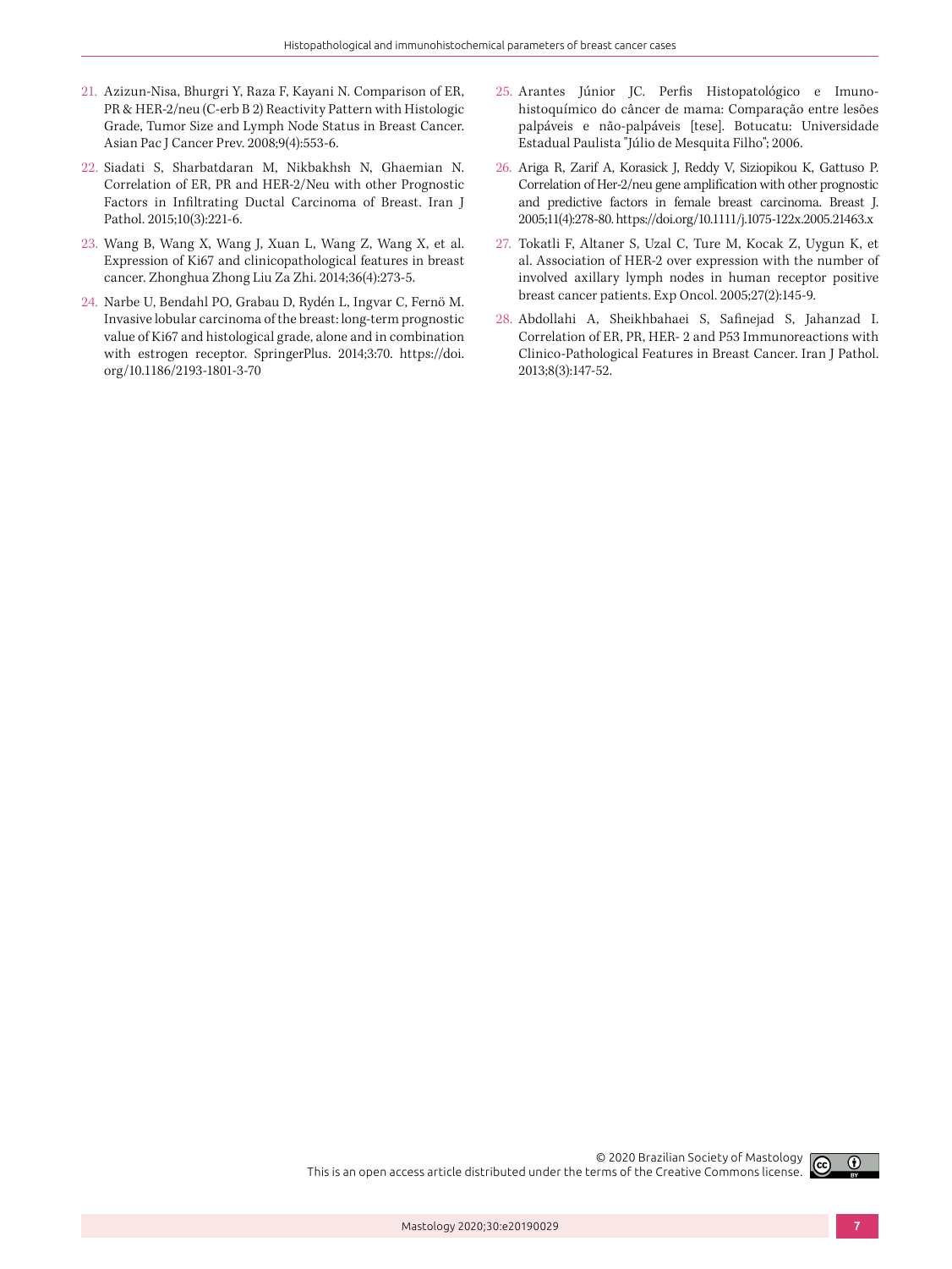21. Azizun-Nisa, Bhurgri Y, Raza F, Kayani N. Comparison of ER, PR & HER-2/neu (C-erb B 2) Reactivity Pattern with Histologic Grade, Tumor Size and Lymph Node Status in Breast Cancer. Asian Pac J Cancer Prev. 2008;9(4):553-6.
22. Siadati S, Sharbatdaran M, Nikbakhsh N, Ghaemian N. Correlation of ER, PR and HER-2/Neu with other Prognostic Factors in Infiltrating Ductal Carcinoma of Breast. Iran J Pathol. 2015;10(3):221-6.
23. Wang B, Wang X, Wang J, Xuan L, Wang Z, Wang X, et al. Expression of Ki67 and clinicopathological features in breast cancer. Zhonghua Zhong Liu Za Zhi. 2014;36(4):273-5.
24. Narbe U, Bendahl PO, Grabau D, Rydén L, Ingvar C, Fernö M. Invasive lobular carcinoma of the breast: long-term prognostic value of Ki67 and histological grade, alone and in combination with estrogen receptor. SpringerPlus. 2014;3:70. https://doi.org/10.1186/2193-1801-3-70
25. Arantes Júnior JC. Perfis Histopatológico e Imuno-histoquímico do câncer de mama: Comparação entre lesões palpáveis e não-palpáveis [tese]. Botucatu: Universidade Estadual Paulista "Júlio de Mesquita Filho"; 2006.
26. Ariga R, Zarif A, Korasick J, Reddy V, Siziopikou K, Gattuso P. Correlation of Her-2/neu gene amplification with other prognostic and predictive factors in female breast carcinoma. Breast J. 2005;11(4):278-80. https://doi.org/10.1111/j.1075-122x.2005.21463.x
27. Tokatli F, Altaner S, Uzal C, Ture M, Kocak Z, Uygun K, et al. Association of HER-2 over expression with the number of involved axillary lymph nodes in human receptor positive breast cancer patients. Exp Oncol. 2005;27(2):145-9.
28. Abdollahi A, Sheikhbahaei S, Safinejad S, Jahanzad I. Correlation of ER, PR, HER- 2 and P53 Immunoreactions with Clinico-Pathological Features in Breast Cancer. Iran J Pathol. 2013;8(3):147-52.

© 2020 Brazilian Society of Mastology
This is an open access article distributed under the terms of the Creative Commons license.